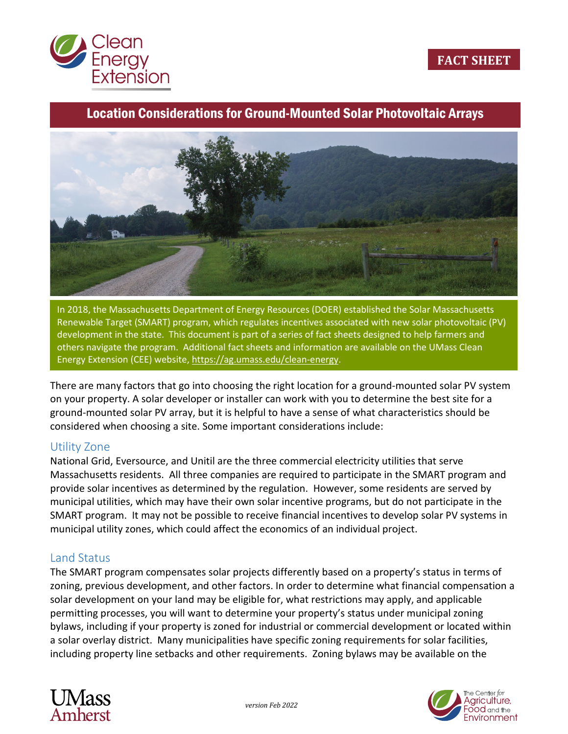FACT SHEET

# Location Considerations for Ground-Mounted Solar Photovoltaic Arrays

In 2018, the Massachusetts Department of Energy Resources (DOER) established the Solar Massachusetts Renewable Target (SMART) program, which regulates incentives associated with new solar photovoltaic (PV) development in the state. This document is part of a series of fact sheets designed to help farmers and others navigate the program. Additional fact sheets and information are available on the UMass Clean Energy Extension (CEE) website, https://ag.umass.edu/clean-energy.

There are many factors that go into choosing the right location for a ground-mounted solar PV system on your property. A solar developer or installer can work with you to determine the best site for a ground-mounted solar PV array, but it is helpful to have a sense of what characteristics should be considered when choosing a site. Some important considerations include:

## Utility Zone

National Grid, Eversource, and Unitil are the three commercial electricity utilities that serve Massachusetts residents. All three companies are required to participate in the SMART program and provide solar incentives as determined by the regulation. However, some residents are served by municipal utilities, which may have their own solar incentive programs, but do not participate in the SMART program. It may not be possible to receive financial incentives to develop solar PV systems in municipal utility zones, which could affect the economics of an individual project.

## Land Status

The SMART program compensates solar projects differently based on a property's status in terms of zoning, previous development, and other factors. In order to determine what financial compensation a solar development on your land may be eligible for, what restrictions may apply, and applicable permitting processes, you will want to determine your property's status under municipal zoning bylaws, including if your property is zoned for industrial or commercial development or located within a solar overlay district. Many municipalities have specific zoning requirements for solar facilities, including property line setbacks and other requirements. Zoning bylaws may be available on the

*version Feb 2022*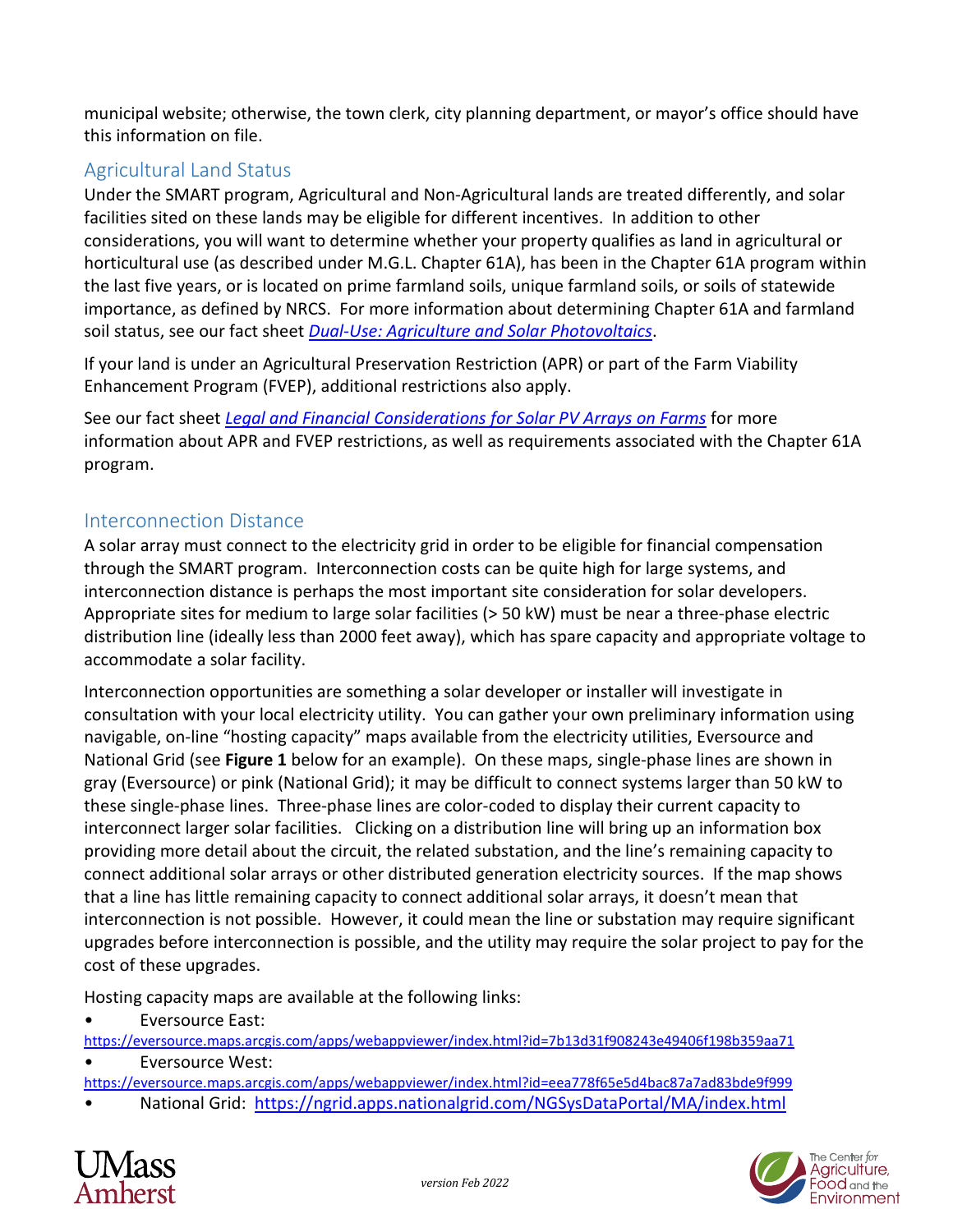municipal website; otherwise, the town clerk, city planning department, or mayor's office should have this information on file.

## Agricultural Land Status

Under the SMART program, Agricultural and Non-Agricultural lands are treated differently, and solar facilities sited on these lands may be eligible for different incentives. In addition to other considerations, you will want to determine whether your property qualifies as land in agricultural or horticultural use (as described under M.G.L. Chapter 61A), has been in the Chapter 61A program within the last five years, or is located on prime farmland soils, unique farmland soils, or soils of statewide importance, as defined by NRCS. For more information about determining Chapter 61A and farmland soil status, see our fact sheet *Dual-Use: Agriculture and Solar Photovoltaics*.

If your land is under an Agricultural Preservation Restriction (APR) or part of the Farm Viability Enhancement Program (FVEP), additional restrictions also apply.

See our fact sheet *Legal and Financial Considerations for Solar PV Arrays on Farms* for more information about APR and FVEP restrictions, as well as requirements associated with the Chapter 61A program.

## Interconnection Distance

A solar array must connect to the electricity grid in order to be eligible for financial compensation through the SMART program. Interconnection costs can be quite high for large systems, and interconnection distance is perhaps the most important site consideration for solar developers. Appropriate sites for medium to large solar facilities (> 50 kW) must be near a three-phase electric distribution line (ideally less than 2000 feet away), which has spare capacity and appropriate voltage to accommodate a solar facility.

Interconnection opportunities are something a solar developer or installer will investigate in consultation with your local electricity utility. You can gather your own preliminary information using navigable, on-line "hosting capacity" maps available from the electricity utilities, Eversource and National Grid (see **Figure 1** below for an example). On these maps, single-phase lines are shown in gray (Eversource) or pink (National Grid); it may be difficult to connect systems larger than 50 kW to these single-phase lines. Three-phase lines are color-coded to display their current capacity to interconnect larger solar facilities. Clicking on a distribution line will bring up an information box providing more detail about the circuit, the related substation, and the line's remaining capacity to connect additional solar arrays or other distributed generation electricity sources. If the map shows that a line has little remaining capacity to connect additional solar arrays, it doesn't mean that interconnection is not possible. However, it could mean the line or substation may require significant upgrades before interconnection is possible, and the utility may require the solar project to pay for the cost of these upgrades.

Hosting capacity maps are available at the following links:

- Eversource East: https://eversource.maps.arcgis.com/apps/webappviewer/index.html?id=7b13d31f908243e49406f198b359aa71
- Eversource West: https://eversource.maps.arcgis.com/apps/webappviewer/index.html?id=eea778f65e5d4bac87a7ad83bde9f999
- National Grid: https://ngrid.apps.nationalgrid.com/NGSysDataPortal/MA/index.html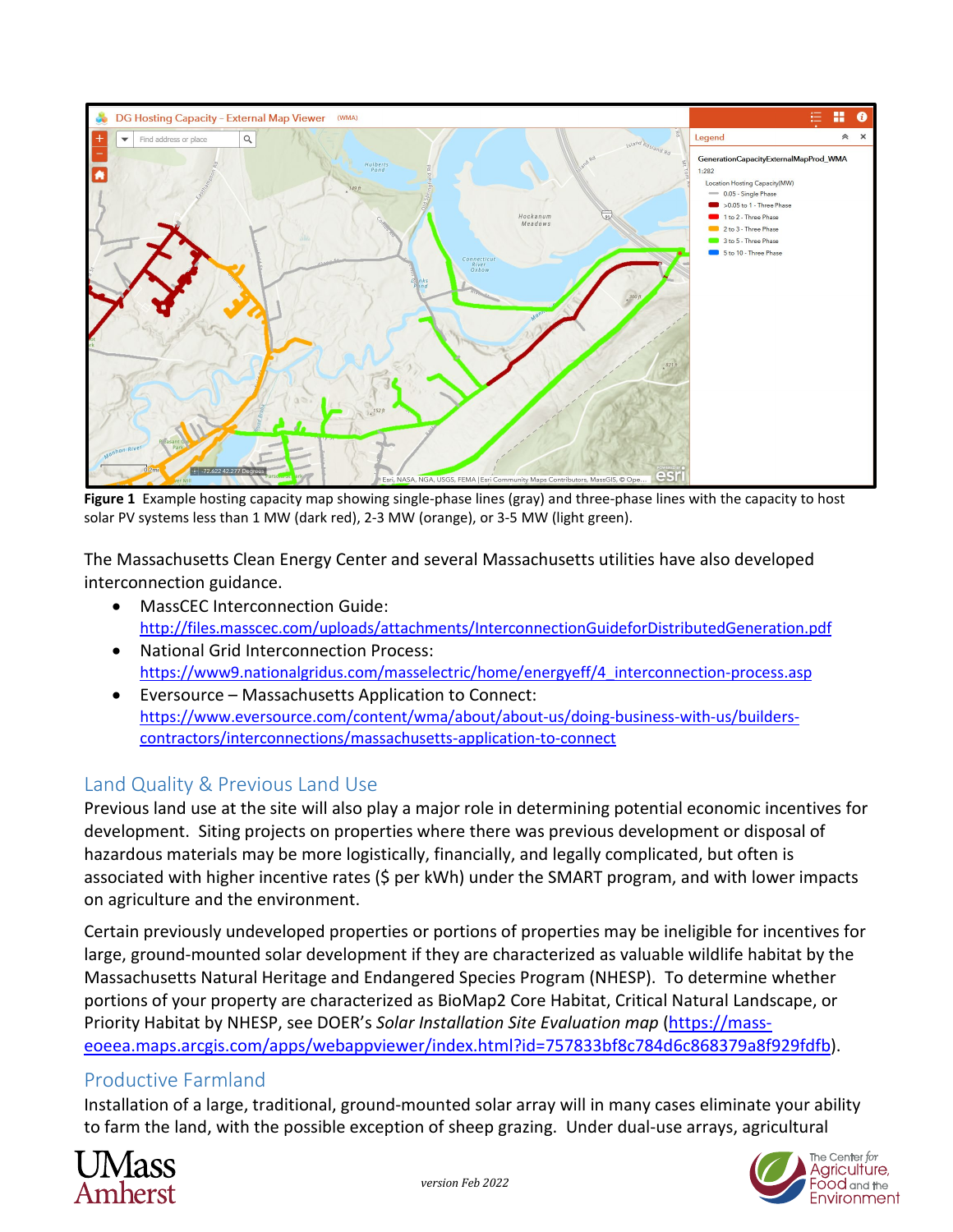**Figure 1** Example hosting capacity map showing single-phase lines (gray) and three-phase lines with the capacity to host solar PV systems less than 1 MW (dark red), 2-3 MW (orange), or 3-5 MW (light green).

The Massachusetts Clean Energy Center and several Massachusetts utilities have also developed interconnection guidance.

- MassCEC Interconnection Guide: [http://files.masscec.com/uploads/attachments/InterconnectionGuideforDistributedGeneration.pdf](http://files.masscec.com/uploads/attachments/InterconnectionGuideforDistributedGeneration.pdf)
- National Grid Interconnection Process: [https://www9.nationalgridus.com/masselectric/home/energyeff/4_interconnection-process.asp](https://www9.nationalgridus.com/masselectric/home/energyeff/4_interconnection-process.asp)
- Eversource – Massachusetts Application to Connect: [https://www.eversource.com/content/wma/about/about-us/doing-business-with-us/builders-contractors/interconnections/massachusetts-application-to-connect](https://www.eversource.com/content/wma/about/about-us/doing-business-with-us/builders-contractors/interconnections/massachusetts-application-to-connect)

## Land Quality & Previous Land Use

Previous land use at the site will also play a major role in determining potential economic incentives for development. Siting projects on properties where there was previous development or disposal of hazardous materials may be more logistically, financially, and legally complicated, but often is associated with higher incentive rates ($ per kWh) under the SMART program, and with lower impacts on agriculture and the environment.

Certain previously undeveloped properties or portions of properties may be ineligible for incentives for large, ground-mounted solar development if they are characterized as valuable wildlife habitat by the Massachusetts Natural Heritage and Endangered Species Program (NHESP). To determine whether portions of your property are characterized as BioMap2 Core Habitat, Critical Natural Landscape, or Priority Habitat by NHESP, see DOER's *Solar Installation Site Evaluation map* ([https://mass-eoeea.maps.arcgis.com/apps/webappviewer/index.html?id=757833bf8c784d6c868379a8f929fdfb](https://mass-eoeea.maps.arcgis.com/apps/webappviewer/index.html?id=757833bf8c784d6c868379a8f929fdfb)).

## Productive Farmland

Installation of a large, traditional, ground-mounted solar array will in many cases eliminate your ability to farm the land, with the possible exception of sheep grazing. Under dual-use arrays, agricultural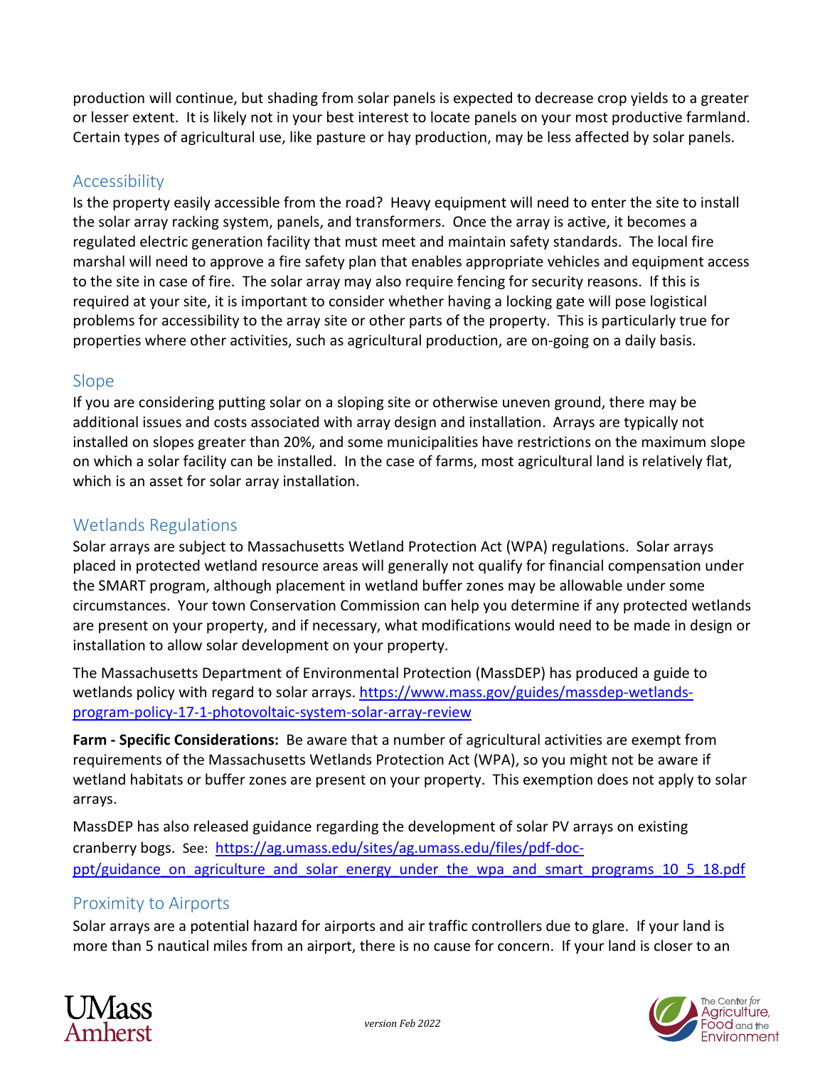production will continue, but shading from solar panels is expected to decrease crop yields to a greater or lesser extent. It is likely not in your best interest to locate panels on your most productive farmland. Certain types of agricultural use, like pasture or hay production, may be less affected by solar panels.

## Accessibility

Is the property easily accessible from the road? Heavy equipment will need to enter the site to install the solar array racking system, panels, and transformers. Once the array is active, it becomes a regulated electric generation facility that must meet and maintain safety standards. The local fire marshal will need to approve a fire safety plan that enables appropriate vehicles and equipment access to the site in case of fire. The solar array may also require fencing for security reasons. If this is required at your site, it is important to consider whether having a locking gate will pose logistical problems for accessibility to the array site or other parts of the property. This is particularly true for properties where other activities, such as agricultural production, are on-going on a daily basis.

## Slope

If you are considering putting solar on a sloping site or otherwise uneven ground, there may be additional issues and costs associated with array design and installation. Arrays are typically not installed on slopes greater than 20%, and some municipalities have restrictions on the maximum slope on which a solar facility can be installed. In the case of farms, most agricultural land is relatively flat, which is an asset for solar array installation.

## Wetlands Regulations

Solar arrays are subject to Massachusetts Wetland Protection Act (WPA) regulations. Solar arrays placed in protected wetland resource areas will generally not qualify for financial compensation under the SMART program, although placement in wetland buffer zones may be allowable under some circumstances. Your town Conservation Commission can help you determine if any protected wetlands are present on your property, and if necessary, what modifications would need to be made in design or installation to allow solar development on your property.

The Massachusetts Department of Environmental Protection (MassDEP) has produced a guide to wetlands policy with regard to solar arrays. https://www.mass.gov/guides/massdep-wetlands-program-policy-17-1-photovoltaic-system-solar-array-review

**Farm - Specific Considerations:** Be aware that a number of agricultural activities are exempt from requirements of the Massachusetts Wetlands Protection Act (WPA), so you might not be aware if wetland habitats or buffer zones are present on your property. This exemption does not apply to solar arrays.

MassDEP has also released guidance regarding the development of solar PV arrays on existing cranberry bogs. See: https://ag.umass.edu/sites/ag.umass.edu/files/pdf-doc-ppt/guidance_on_agriculture_and_solar_energy_under_the_wpa_and_smart_programs_10_5_18.pdf

## Proximity to Airports

Solar arrays are a potential hazard for airports and air traffic controllers due to glare. If your land is more than 5 nautical miles from an airport, there is no cause for concern. If your land is closer to an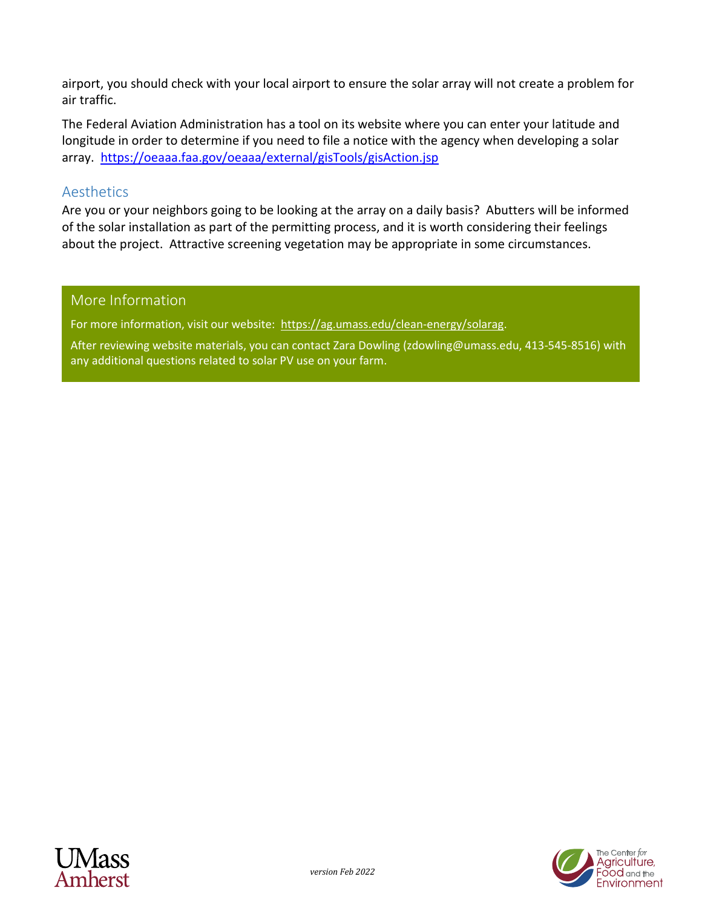airport, you should check with your local airport to ensure the solar array will not create a problem for air traffic.

The Federal Aviation Administration has a tool on its website where you can enter your latitude and longitude in order to determine if you need to file a notice with the agency when developing a solar array. https://oeaaa.faa.gov/oeaaa/external/gisTools/gisAction.jsp

## Aesthetics

Are you or your neighbors going to be looking at the array on a daily basis? Abutters will be informed of the solar installation as part of the permitting process, and it is worth considering their feelings about the project. Attractive screening vegetation may be appropriate in some circumstances.

## More Information

For more information, visit our website: https://ag.umass.edu/clean-energy/solarag.

After reviewing website materials, you can contact Zara Dowling (zdowling@umass.edu, 413-545-8516) with any additional questions related to solar PV use on your farm.

*version Feb 2022*